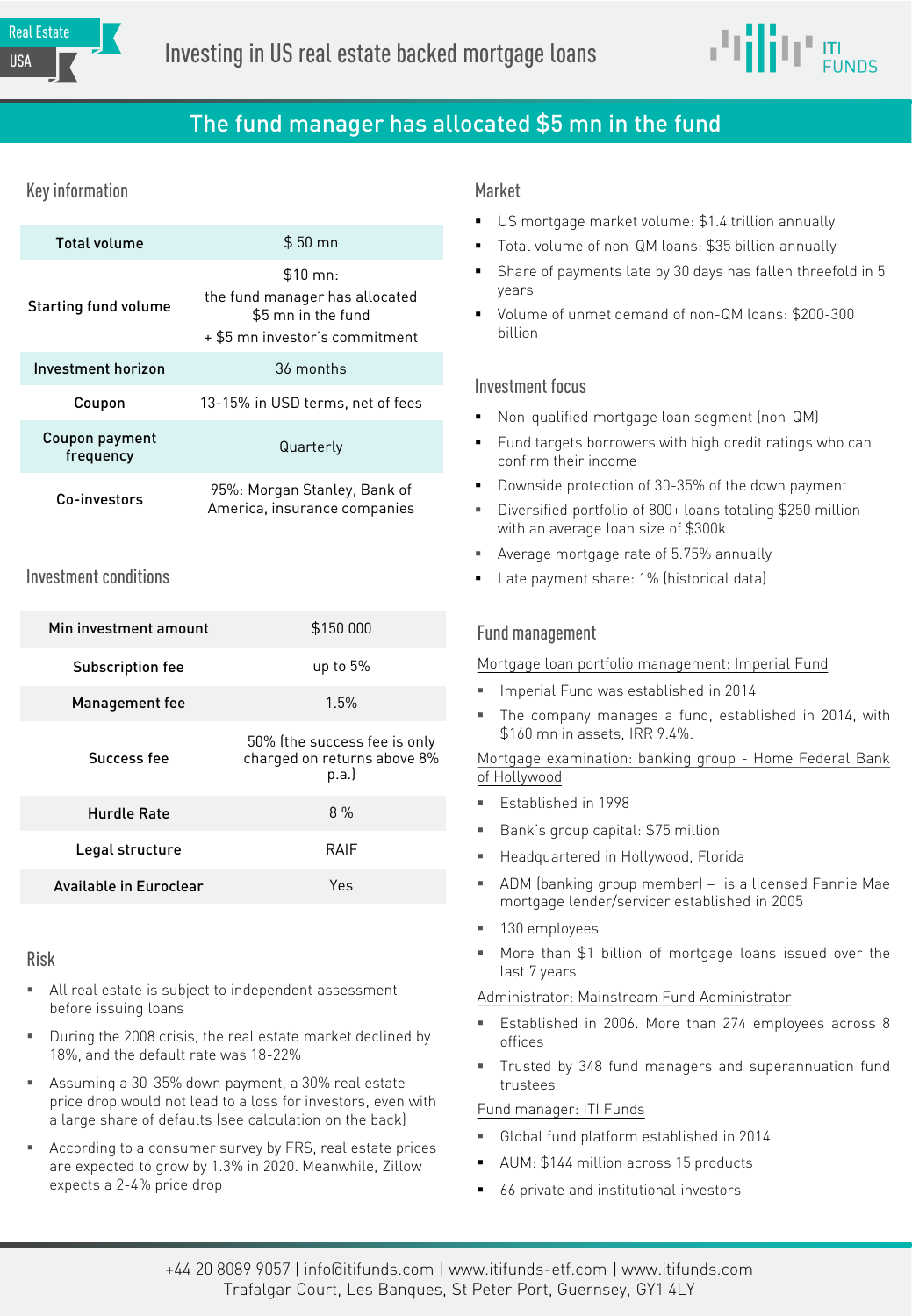Real Estate

USA

# Investing in US real estate backed mortgage loans

ITI FUNDS

## The fund manager has allocated $5 mn in the fund

### Key information

| | |
|---|---|
| Total volume | $ 50 mn |
| Starting fund volume | $10 mn: the fund manager has allocated $5 mn in the fund + $5 mn investor's commitment |
| Investment horizon | 36 months |
| Coupon | 13-15% in USD terms, net of fees |
| Coupon payment frequency | Quarterly |
| Co-investors | 95%: Morgan Stanley, Bank of America, insurance companies |

### Investment conditions

| | |
|---|---|
| Min investment amount | $150 000 |
| Subscription fee | up to 5% |
| Management fee | 1.5% |
| Success fee | 50% (the success fee is only charged on returns above 8% p.a.) |
| Hurdle Rate | 8 % |
| Legal structure | RAIF |
| Available in Euroclear | Yes |

### Risk

- All real estate is subject to independent assessment before issuing loans
- During the 2008 crisis, the real estate market declined by 18%, and the default rate was 18-22%
- Assuming a 30-35% down payment, a 30% real estate price drop would not lead to a loss for investors, even with a large share of defaults (see calculation on the back)
- According to a consumer survey by FRS, real estate prices are expected to grow by 1.3% in 2020. Meanwhile, Zillow expects a 2-4% price drop

### Market

- US mortgage market volume: $1.4 trillion annually
- Total volume of non-QM loans: $35 billion annually
- Share of payments late by 30 days has fallen threefold in 5 years
- Volume of unmet demand of non-QM loans: $200-300 billion

### Investment focus

- Non-qualified mortgage loan segment (non-QM)
- Fund targets borrowers with high credit ratings who can confirm their income
- Downside protection of 30-35% of the down payment
- Diversified portfolio of 800+ loans totaling $250 million with an average loan size of $300k
- Average mortgage rate of 5.75% annually
- Late payment share: 1% (historical data)

### Fund management

Mortgage loan portfolio management: Imperial Fund

- Imperial Fund was established in 2014
- The company manages a fund, established in 2014, with $160 mn in assets, IRR 9.4%.

Mortgage examination: banking group - Home Federal Bank of Hollywood

- Established in 1998
- Bank's group capital: $75 million
- Headquartered in Hollywood, Florida
- ADM (banking group member) – is a licensed Fannie Mae mortgage lender/servicer established in 2005
- 130 employees
- More than $1 billion of mortgage loans issued over the last 7 years

Administrator: Mainstream Fund Administrator

- Established in 2006. More than 274 employees across 8 offices
- Trusted by 348 fund managers and superannuation fund trustees

Fund manager: ITI Funds

- Global fund platform established in 2014
- AUM: $144 million across 15 products
- 66 private and institutional investors

+44 20 8089 9057 | info@itifunds.com | www.itifunds-etf.com | www.itifunds.com
Trafalgar Court, Les Banques, St Peter Port, Guernsey, GY1 4LY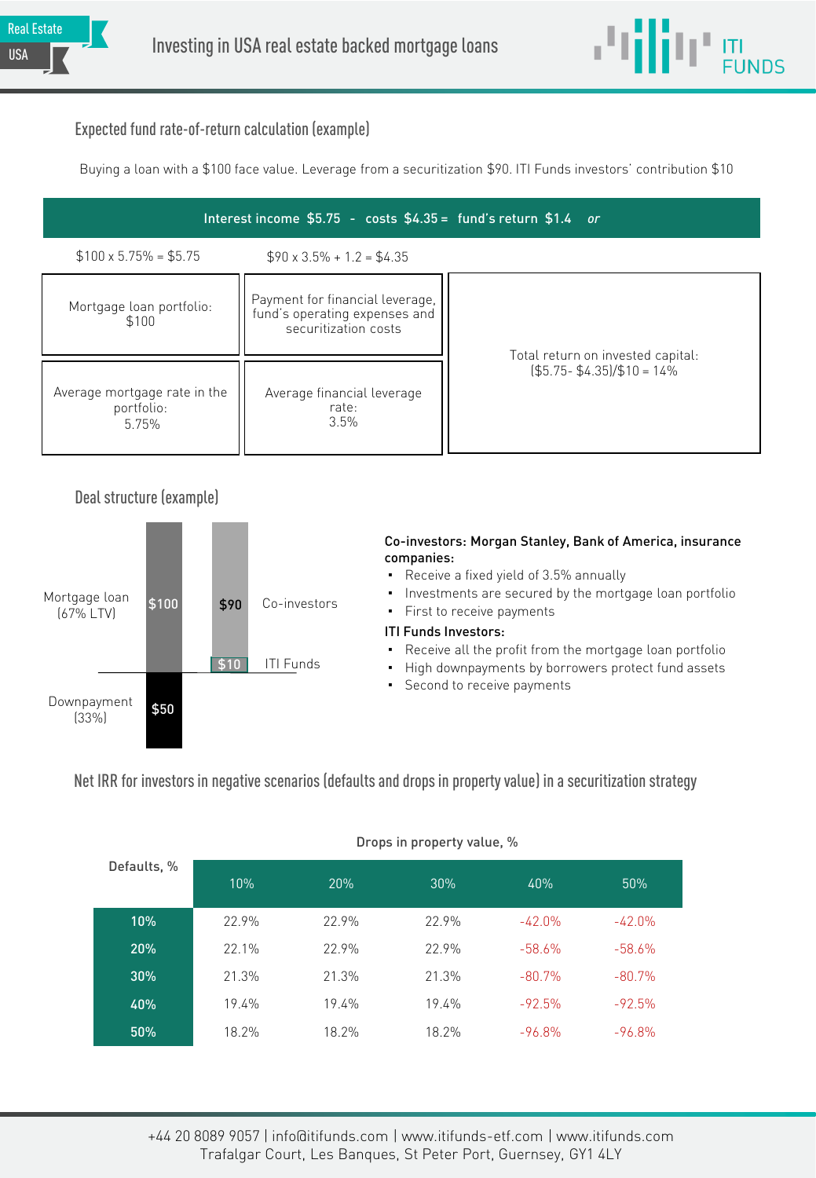## Expected fund rate-of-return calculation (example)

Buying a loan with a \$100 face value. Leverage from a securitization \$90. ITI Funds investors' contribution \$10

**Interest income \$5.75 - costs \$4.35 = fund's return \$1.4** *or*

| \$100 x 5.75% = \$5.75 | \$90 x 3.5% + 1.2 = \$4.35 | |
|---|---|---|
| Mortgage loan portfolio: \$100 | Payment for financial leverage, fund's operating expenses and securitization costs | Total return on invested capital: (\$5.75- \$4.35)/\$10 = 14% |
| Average mortgage rate in the portfolio: 5.75% | Average financial leverage rate: 3.5% | |

## Deal structure (example)

Mortgage loan (67% LTV)

\$100

\$90

Co-investors

\$10

ITI Funds

Downpayment (33%)

\$50

**Co-investors: Morgan Stanley, Bank of America, insurance companies:**

- Receive a fixed yield of 3.5% annually
- Investments are secured by the mortgage loan portfolio
- First to receive payments

**ITI Funds Investors:**

- Receive all the profit from the mortgage loan portfolio
- High downpayments by borrowers protect fund assets
- Second to receive payments

## Net IRR for investors in negative scenarios (defaults and drops in property value) in a securitization strategy

| Defaults, % | Drops in property value, % 10% | 20% | 30% | 40% | 50% |
|---|---|---|---|---|---|
| 10% | 22.9% | 22.9% | 22.9% | -42.0% | -42.0% |
| 20% | 22.1% | 22.9% | 22.9% | -58.6% | -58.6% |
| 30% | 21.3% | 21.3% | 21.3% | -80.7% | -80.7% |
| 40% | 19.4% | 19.4% | 19.4% | -92.5% | -92.5% |
| 50% | 18.2% | 18.2% | 18.2% | -96.8% | -96.8% |

+44 20 8089 9057 | info@itifunds.com | www.itifunds-etf.com | www.itifunds.com
Trafalgar Court, Les Banques, St Peter Port, Guernsey, GY1 4LY